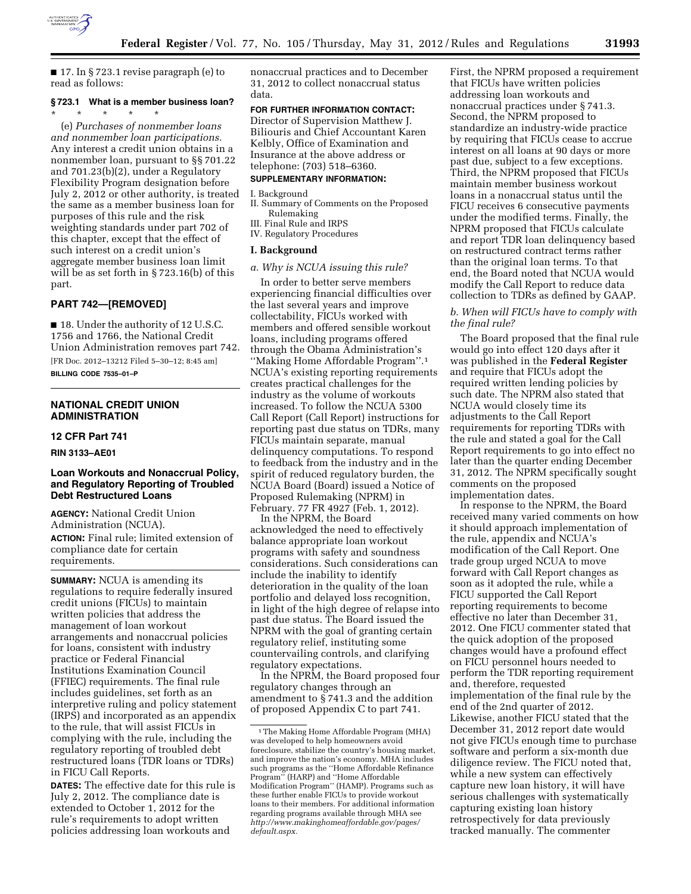■ 17. In § 723.1 revise paragraph (e) to read as follows:

**§ 723.1 What is a member business loan?**

\* \* \* \* \*

(e) *Purchases of nonmember loans and nonmember loan participations.* Any interest a credit union obtains in a nonmember loan, pursuant to §§ 701.22 and 701.23(b)(2), under a Regulatory Flexibility Program designation before July 2, 2012 or other authority, is treated the same as a member business loan for purposes of this rule and the risk weighting standards under part 702 of this chapter, except that the effect of such interest on a credit union's aggregate member business loan limit will be as set forth in § 723.16(b) of this part.

## PART 742—[REMOVED]

■ 18. Under the authority of 12 U.S.C. 1756 and 1766, the National Credit Union Administration removes part 742.

[FR Doc. 2012–13212 Filed 5–30–12; 8:45 am]

**BILLING CODE 7535–01–P**

---

## NATIONAL CREDIT UNION ADMINISTRATION

### 12 CFR Part 741

**RIN 3133–AE01**

### Loan Workouts and Nonaccrual Policy, and Regulatory Reporting of Troubled Debt Restructured Loans

**AGENCY:** National Credit Union Administration (NCUA).

**ACTION:** Final rule; limited extension of compliance date for certain requirements.

**SUMMARY:** NCUA is amending its regulations to require federally insured credit unions (FICUs) to maintain written policies that address the management of loan workout arrangements and nonaccrual policies for loans, consistent with industry practice or Federal Financial Institutions Examination Council (FFIEC) requirements. The final rule includes guidelines, set forth as an interpretive ruling and policy statement (IRPS) and incorporated as an appendix to the rule, that will assist FICUs in complying with the rule, including the regulatory reporting of troubled debt restructured loans (TDR loans or TDRs) in FICU Call Reports.

**DATES:** The effective date for this rule is July 2, 2012. The compliance date is extended to October 1, 2012 for the rule's requirements to adopt written policies addressing loan workouts and nonaccrual practices and to December 31, 2012 to collect nonaccrual status data.

**FOR FURTHER INFORMATION CONTACT:** Director of Supervision Matthew J. Biliouris and Chief Accountant Karen Kelbly, Office of Examination and Insurance at the above address or telephone: (703) 518–6360.

**SUPPLEMENTARY INFORMATION:**

I. Background
II. Summary of Comments on the Proposed Rulemaking
III. Final Rule and IRPS
IV. Regulatory Procedures

## I. Background

### *a. Why is NCUA issuing this rule?*

In order to better serve members experiencing financial difficulties over the last several years and improve collectability, FICUs worked with members and offered sensible workout loans, including programs offered through the Obama Administration's "Making Home Affordable Program".[1] NCUA's existing reporting requirements creates practical challenges for the industry as the volume of workouts increased. To follow the NCUA 5300 Call Report (Call Report) instructions for reporting past due status on TDRs, many FICUs maintain separate, manual delinquency computations. To respond to feedback from the industry and in the spirit of reduced regulatory burden, the NCUA Board (Board) issued a Notice of Proposed Rulemaking (NPRM) in February. 77 FR 4927 (Feb. 1, 2012).

In the NPRM, the Board acknowledged the need to effectively balance appropriate loan workout programs with safety and soundness considerations. Such considerations can include the inability to identify deterioration in the quality of the loan portfolio and delayed loss recognition, in light of the high degree of relapse into past due status. The Board issued the NPRM with the goal of granting certain regulatory relief, instituting some countervailing controls, and clarifying regulatory expectations.

In the NPRM, the Board proposed four regulatory changes through an amendment to § 741.3 and the addition of proposed Appendix C to part 741.

First, the NPRM proposed a requirement that FICUs have written policies addressing loan workouts and nonaccrual practices under § 741.3. Second, the NPRM proposed to standardize an industry-wide practice by requiring that FICUs cease to accrue interest on all loans at 90 days or more past due, subject to a few exceptions. Third, the NPRM proposed that FICUs maintain member business workout loans in a nonaccrual status until the FICU receives 6 consecutive payments under the modified terms. Finally, the NPRM proposed that FICUs calculate and report TDR loan delinquency based on restructured contract terms rather than the original loan terms. To that end, the Board noted that NCUA would modify the Call Report to reduce data collection to TDRs as defined by GAAP.

### *b. When will FICUs have to comply with the final rule?*

The Board proposed that the final rule would go into effect 120 days after it was published in the **Federal Register** and require that FICUs adopt the required written lending policies by such date. The NPRM also stated that NCUA would closely time its adjustments to the Call Report requirements for reporting TDRs with the rule and stated a goal for the Call Report requirements to go into effect no later than the quarter ending December 31, 2012. The NPRM specifically sought comments on the proposed implementation dates.

In response to the NPRM, the Board received many varied comments on how it should approach implementation of the rule, appendix and NCUA's modification of the Call Report. One trade group urged NCUA to move forward with Call Report changes as soon as it adopted the rule, while a FICU supported the Call Report reporting requirements to become effective no later than December 31, 2012. One FICU commenter stated that the quick adoption of the proposed changes would have a profound effect on FICU personnel hours needed to perform the TDR reporting requirement and, therefore, requested implementation of the final rule by the end of the 2nd quarter of 2012. Likewise, another FICU stated that the December 31, 2012 report date would not give FICUs enough time to purchase software and perform a six-month due diligence review. The FICU noted that, while a new system can effectively capture new loan history, it will have serious challenges with systematically capturing existing loan history retrospectively for data previously tracked manually. The commenter

---

[1] The Making Home Affordable Program (MHA) was developed to help homeowners avoid foreclosure, stabilize the country's housing market, and improve the nation's economy. MHA includes such programs as the "Home Affordable Refinance Program" (HARP) and "Home Affordable Modification Program" (HAMP). Programs such as these further enable FICUs to provide workout loans to their members. For additional information regarding programs available through MHA see *http://www.makinghomeaffordable.gov/pages/default.aspx.*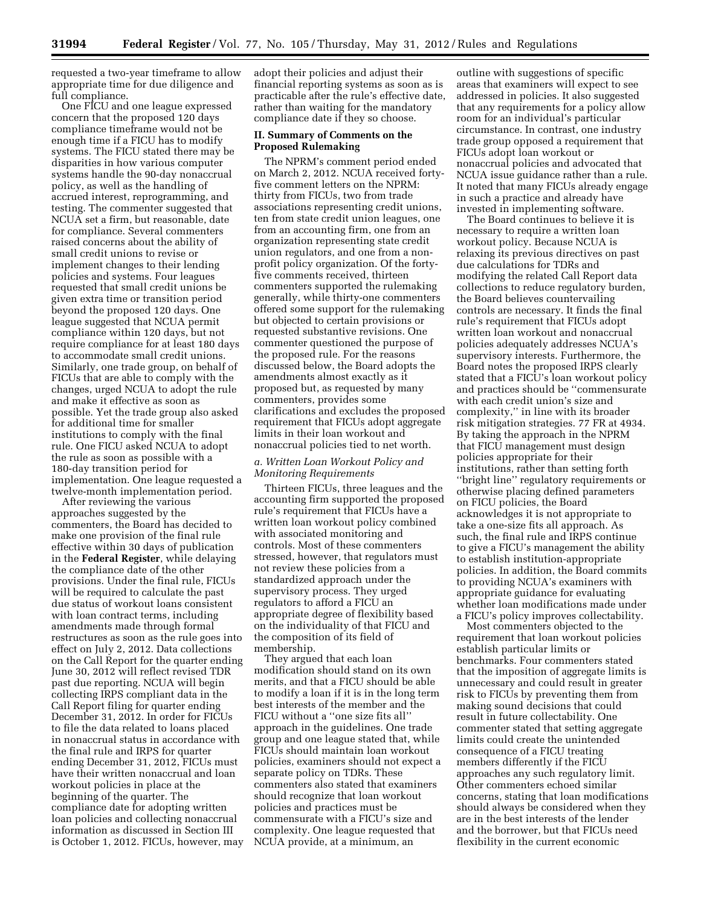requested a two-year timeframe to allow appropriate time for due diligence and full compliance.

One FICU and one league expressed concern that the proposed 120 days compliance timeframe would not be enough time if a FICU has to modify systems. The FICU stated there may be disparities in how various computer systems handle the 90-day nonaccrual policy, as well as the handling of accrued interest, reprogramming, and testing. The commenter suggested that NCUA set a firm, but reasonable, date for compliance. Several commenters raised concerns about the ability of small credit unions to revise or implement changes to their lending policies and systems. Four leagues requested that small credit unions be given extra time or transition period beyond the proposed 120 days. One league suggested that NCUA permit compliance within 120 days, but not require compliance for at least 180 days to accommodate small credit unions. Similarly, one trade group, on behalf of FICUs that are able to comply with the changes, urged NCUA to adopt the rule and make it effective as soon as possible. Yet the trade group also asked for additional time for smaller institutions to comply with the final rule. One FICU asked NCUA to adopt the rule as soon as possible with a 180-day transition period for implementation. One league requested a twelve-month implementation period.

After reviewing the various approaches suggested by the commenters, the Board has decided to make one provision of the final rule effective within 30 days of publication in the **Federal Register**, while delaying the compliance date of the other provisions. Under the final rule, FICUs will be required to calculate the past due status of workout loans consistent with loan contract terms, including amendments made through formal restructures as soon as the rule goes into effect on July 2, 2012. Data collections on the Call Report for the quarter ending June 30, 2012 will reflect revised TDR past due reporting. NCUA will begin collecting IRPS compliant data in the Call Report filing for quarter ending December 31, 2012. In order for FICUs to file the data related to loans placed in nonaccrual status in accordance with the final rule and IRPS for quarter ending December 31, 2012, FICUs must have their written nonaccrual and loan workout policies in place at the beginning of the quarter. The compliance date for adopting written loan policies and collecting nonaccrual information as discussed in Section III is October 1, 2012. FICUs, however, may adopt their policies and adjust their financial reporting systems as soon as is practicable after the rule's effective date, rather than waiting for the mandatory compliance date if they so choose.

## II. Summary of Comments on the Proposed Rulemaking

The NPRM's comment period ended on March 2, 2012. NCUA received forty-five comment letters on the NPRM: thirty from FICUs, two from trade associations representing credit unions, ten from state credit union leagues, one from an accounting firm, one from an organization representing state credit union regulators, and one from a non-profit policy organization. Of the forty-five comments received, thirteen commenters supported the rulemaking generally, while thirty-one commenters offered some support for the rulemaking but objected to certain provisions or requested substantive revisions. One commenter questioned the purpose of the proposed rule. For the reasons discussed below, the Board adopts the amendments almost exactly as it proposed but, as requested by many commenters, provides some clarifications and excludes the proposed requirement that FICUs adopt aggregate limits in their loan workout and nonaccrual policies tied to net worth.

### *a. Written Loan Workout Policy and Monitoring Requirements*

Thirteen FICUs, three leagues and the accounting firm supported the proposed rule's requirement that FICUs have a written loan workout policy combined with associated monitoring and controls. Most of these commenters stressed, however, that regulators must not review these policies from a standardized approach under the supervisory process. They urged regulators to afford a FICU an appropriate degree of flexibility based on the individuality of that FICU and the composition of its field of membership.

They argued that each loan modification should stand on its own merits, and that a FICU should be able to modify a loan if it is in the long term best interests of the member and the FICU without a ''one size fits all'' approach in the guidelines. One trade group and one league stated that, while FICUs should maintain loan workout policies, examiners should not expect a separate policy on TDRs. These commenters also stated that examiners should recognize that loan workout policies and practices must be commensurate with a FICU's size and complexity. One league requested that NCUA provide, at a minimum, an outline with suggestions of specific areas that examiners will expect to see addressed in policies. It also suggested that any requirements for a policy allow room for an individual's particular circumstance. In contrast, one industry trade group opposed a requirement that FICUs adopt loan workout or nonaccrual policies and advocated that NCUA issue guidance rather than a rule. It noted that many FICUs already engage in such a practice and already have invested in implementing software.

The Board continues to believe it is necessary to require a written loan workout policy. Because NCUA is relaxing its previous directives on past due calculations for TDRs and modifying the related Call Report data collections to reduce regulatory burden, the Board believes countervailing controls are necessary. It finds the final rule's requirement that FICUs adopt written loan workout and nonaccrual policies adequately addresses NCUA's supervisory interests. Furthermore, the Board notes the proposed IRPS clearly stated that a FICU's loan workout policy and practices should be ''commensurate with each credit union's size and complexity,'' in line with its broader risk mitigation strategies. 77 FR at 4934. By taking the approach in the NPRM that FICU management must design policies appropriate for their institutions, rather than setting forth ''bright line'' regulatory requirements or otherwise placing defined parameters on FICU policies, the Board acknowledges it is not appropriate to take a one-size fits all approach. As such, the final rule and IRPS continue to give a FICU's management the ability to establish institution-appropriate policies. In addition, the Board commits to providing NCUA's examiners with appropriate guidance for evaluating whether loan modifications made under a FICU's policy improves collectability.

Most commenters objected to the requirement that loan workout policies establish particular limits or benchmarks. Four commenters stated that the imposition of aggregate limits is unnecessary and could result in greater risk to FICUs by preventing them from making sound decisions that could result in future collectability. One commenter stated that setting aggregate limits could create the unintended consequence of a FICU treating members differently if the FICU approaches any such regulatory limit. Other commenters echoed similar concerns, stating that loan modifications should always be considered when they are in the best interests of the lender and the borrower, but that FICUs need flexibility in the current economic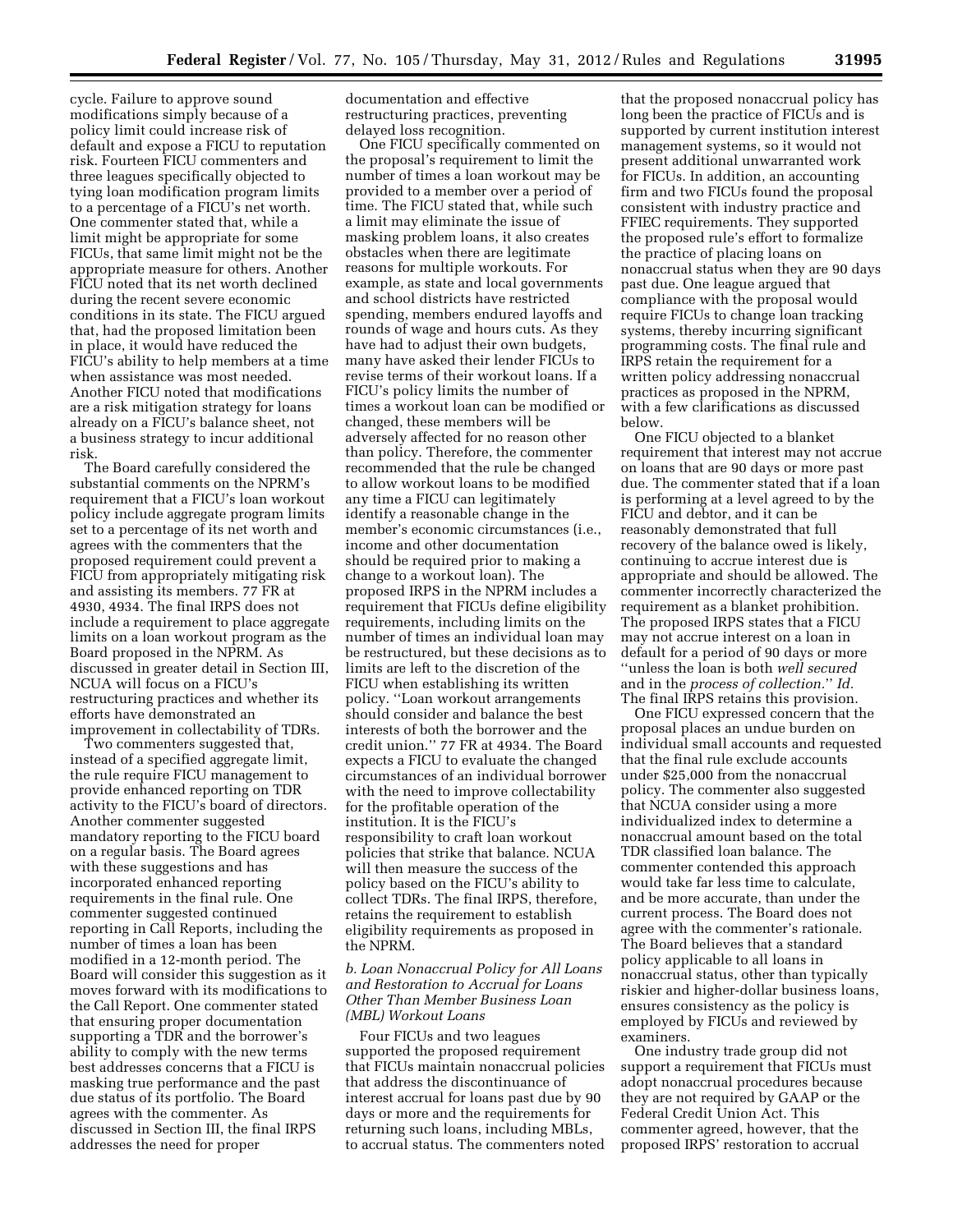cycle. Failure to approve sound modifications simply because of a policy limit could increase risk of default and expose a FICU to reputation risk. Fourteen FICU commenters and three leagues specifically objected to tying loan modification program limits to a percentage of a FICU's net worth. One commenter stated that, while a limit might be appropriate for some FICUs, that same limit might not be the appropriate measure for others. Another FICU noted that its net worth declined during the recent severe economic conditions in its state. The FICU argued that, had the proposed limitation been in place, it would have reduced the FICU's ability to help members at a time when assistance was most needed. Another FICU noted that modifications are a risk mitigation strategy for loans already on a FICU's balance sheet, not a business strategy to incur additional risk.

The Board carefully considered the substantial comments on the NPRM's requirement that a FICU's loan workout policy include aggregate program limits set to a percentage of its net worth and agrees with the commenters that the proposed requirement could prevent a FICU from appropriately mitigating risk and assisting its members. 77 FR at 4930, 4934. The final IRPS does not include a requirement to place aggregate limits on a loan workout program as the Board proposed in the NPRM. As discussed in greater detail in Section III, NCUA will focus on a FICU's restructuring practices and whether its efforts have demonstrated an improvement in collectability of TDRs.

Two commenters suggested that, instead of a specified aggregate limit, the rule require FICU management to provide enhanced reporting on TDR activity to the FICU's board of directors. Another commenter suggested mandatory reporting to the FICU board on a regular basis. The Board agrees with these suggestions and has incorporated enhanced reporting requirements in the final rule. One commenter suggested continued reporting in Call Reports, including the number of times a loan has been modified in a 12-month period. The Board will consider this suggestion as it moves forward with its modifications to the Call Report. One commenter stated that ensuring proper documentation supporting a TDR and the borrower's ability to comply with the new terms best addresses concerns that a FICU is masking true performance and the past due status of its portfolio. The Board agrees with the commenter. As discussed in Section III, the final IRPS addresses the need for proper documentation and effective restructuring practices, preventing delayed loss recognition.

One FICU specifically commented on the proposal's requirement to limit the number of times a loan workout may be provided to a member over a period of time. The FICU stated that, while such a limit may eliminate the issue of masking problem loans, it also creates obstacles when there are legitimate reasons for multiple workouts. For example, as state and local governments and school districts have restricted spending, members endured layoffs and rounds of wage and hours cuts. As they have had to adjust their own budgets, many have asked their lender FICUs to revise terms of their workout loans. If a FICU's policy limits the number of times a workout loan can be modified or changed, these members will be adversely affected for no reason other than policy. Therefore, the commenter recommended that the rule be changed to allow workout loans to be modified any time a FICU can legitimately identify a reasonable change in the member's economic circumstances (i.e., income and other documentation should be required prior to making a change to a workout loan). The proposed IRPS in the NPRM includes a requirement that FICUs define eligibility requirements, including limits on the number of times an individual loan may be restructured, but these decisions as to limits are left to the discretion of the FICU when establishing its written policy. ''Loan workout arrangements should consider and balance the best interests of both the borrower and the credit union.'' 77 FR at 4934. The Board expects a FICU to evaluate the changed circumstances of an individual borrower with the need to improve collectability for the profitable operation of the institution. It is the FICU's responsibility to craft loan workout policies that strike that balance. NCUA will then measure the success of the policy based on the FICU's ability to collect TDRs. The final IRPS, therefore, retains the requirement to establish eligibility requirements as proposed in the NPRM.

*b. Loan Nonaccrual Policy for All Loans and Restoration to Accrual for Loans Other Than Member Business Loan (MBL) Workout Loans*

Four FICUs and two leagues supported the proposed requirement that FICUs maintain nonaccrual policies that address the discontinuance of interest accrual for loans past due by 90 days or more and the requirements for returning such loans, including MBLs, to accrual status. The commenters noted that the proposed nonaccrual policy has long been the practice of FICUs and is supported by current institution interest management systems, so it would not present additional unwarranted work for FICUs. In addition, an accounting firm and two FICUs found the proposal consistent with industry practice and FFIEC requirements. They supported the proposed rule's effort to formalize the practice of placing loans on nonaccrual status when they are 90 days past due. One league argued that compliance with the proposal would require FICUs to change loan tracking systems, thereby incurring significant programming costs. The final rule and IRPS retain the requirement for a written policy addressing nonaccrual practices as proposed in the NPRM, with a few clarifications as discussed below.

One FICU objected to a blanket requirement that interest may not accrue on loans that are 90 days or more past due. The commenter stated that if a loan is performing at a level agreed to by the FICU and debtor, and it can be reasonably demonstrated that full recovery of the balance owed is likely, continuing to accrue interest due is appropriate and should be allowed. The commenter incorrectly characterized the requirement as a blanket prohibition. The proposed IRPS states that a FICU may not accrue interest on a loan in default for a period of 90 days or more ''unless the loan is both *well secured* and in the *process of collection*.'' *Id.* The final IRPS retains this provision.

One FICU expressed concern that the proposal places an undue burden on individual small accounts and requested that the final rule exclude accounts under $25,000 from the nonaccrual policy. The commenter also suggested that NCUA consider using a more individualized index to determine a nonaccrual amount based on the total TDR classified loan balance. The commenter contended this approach would take far less time to calculate, and be more accurate, than under the current process. The Board does not agree with the commenter's rationale. The Board believes that a standard policy applicable to all loans in nonaccrual status, other than typically riskier and higher-dollar business loans, ensures consistency as the policy is employed by FICUs and reviewed by examiners.

One industry trade group did not support a requirement that FICUs must adopt nonaccrual procedures because they are not required by GAAP or the Federal Credit Union Act. This commenter agreed, however, that the proposed IRPS' restoration to accrual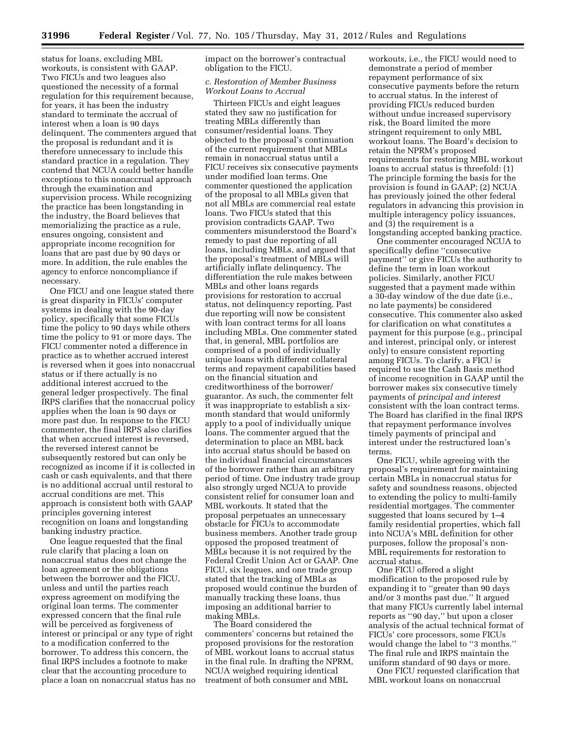status for loans, excluding MBL workouts, is consistent with GAAP. Two FICUs and two leagues also questioned the necessity of a formal regulation for this requirement because, for years, it has been the industry standard to terminate the accrual of interest when a loan is 90 days delinquent. The commenters argued that the proposal is redundant and it is therefore unnecessary to include this standard practice in a regulation. They contend that NCUA could better handle exceptions to this nonaccrual approach through the examination and supervision process. While recognizing the practice has been longstanding in the industry, the Board believes that memorializing the practice as a rule, ensures ongoing, consistent and appropriate income recognition for loans that are past due by 90 days or more. In addition, the rule enables the agency to enforce noncompliance if necessary.

One FICU and one league stated there is great disparity in FICUs' computer systems in dealing with the 90-day policy, specifically that some FICUs time the policy to 90 days while others time the policy to 91 or more days. The FICU commenter noted a difference in practice as to whether accrued interest is reversed when it goes into nonaccrual status or if there actually is no additional interest accrued to the general ledger prospectively. The final IRPS clarifies that the nonaccrual policy applies when the loan is 90 days or more past due. In response to the FICU commenter, the final IRPS also clarifies that when accrued interest is reversed, the reversed interest cannot be subsequently restored but can only be recognized as income if it is collected in cash or cash equivalents, and that there is no additional accrual until restoral to accrual conditions are met. This approach is consistent both with GAAP principles governing interest recognition on loans and longstanding banking industry practice.

One league requested that the final rule clarify that placing a loan on nonaccrual status does not change the loan agreement or the obligations between the borrower and the FICU, unless and until the parties reach express agreement on modifying the original loan terms. The commenter expressed concern that the final rule will be perceived as forgiveness of interest or principal or any type of right to a modification conferred to the borrower. To address this concern, the final IRPS includes a footnote to make clear that the accounting procedure to place a loan on nonaccrual status has no impact on the borrower's contractual obligation to the FICU.

### *c. Restoration of Member Business Workout Loans to Accrual*

Thirteen FICUs and eight leagues stated they saw no justification for treating MBLs differently than consumer/residential loans. They objected to the proposal's continuation of the current requirement that MBLs remain in nonaccrual status until a FICU receives six consecutive payments under modified loan terms. One commenter questioned the application of the proposal to all MBLs given that not all MBLs are commercial real estate loans. Two FICUs stated that this provision contradicts GAAP. Two commenters misunderstood the Board's remedy to past due reporting of all loans, including MBLs, and argued that the proposal's treatment of MBLs will artificially inflate delinquency. The differentiation the rule makes between MBLs and other loans regards provisions for restoration to accrual status, not delinquency reporting. Past due reporting will now be consistent with loan contract terms for all loans including MBLs. One commenter stated that, in general, MBL portfolios are comprised of a pool of individually unique loans with different collateral terms and repayment capabilities based on the financial situation and creditworthiness of the borrower/guarantor. As such, the commenter felt it was inappropriate to establish a six-month standard that would uniformly apply to a pool of individually unique loans. The commenter argued that the determination to place an MBL back into accrual status should be based on the individual financial circumstances of the borrower rather than an arbitrary period of time. One industry trade group also strongly urged NCUA to provide consistent relief for consumer loan and MBL workouts. It stated that the proposal perpetuates an unnecessary obstacle for FICUs to accommodate business members. Another trade group opposed the proposed treatment of MBLs because it is not required by the Federal Credit Union Act or GAAP. One FICU, six leagues, and one trade group stated that the tracking of MBLs as proposed would continue the burden of manually tracking these loans, thus imposing an additional barrier to making MBLs.

The Board considered the commenters' concerns but retained the proposed provisions for the restoration of MBL workout loans to accrual status in the final rule. In drafting the NPRM, NCUA weighed requiring identical treatment of both consumer and MBL workouts, i.e., the FICU would need to demonstrate a period of member repayment performance of six consecutive payments before the return to accrual status. In the interest of providing FICUs reduced burden without undue increased supervisory risk, the Board limited the more stringent requirement to only MBL workout loans. The Board's decision to retain the NPRM's proposed requirements for restoring MBL workout loans to accrual status is threefold: (1) The principle forming the basis for the provision is found in GAAP; (2) NCUA has previously joined the other federal regulators in advancing this provision in multiple interagency policy issuances, and (3) the requirement is a longstanding accepted banking practice.

One commenter encouraged NCUA to specifically define "consecutive payment" or give FICUs the authority to define the term in loan workout policies. Similarly, another FICU suggested that a payment made within a 30-day window of the due date (i.e., no late payments) be considered consecutive. This commenter also asked for clarification on what constitutes a payment for this purpose (e.g., principal and interest, principal only, or interest only) to ensure consistent reporting among FICUs. To clarify, a FICU is required to use the Cash Basis method of income recognition in GAAP until the borrower makes six consecutive timely payments of *principal and interest* consistent with the loan contract terms. The Board has clarified in the final IRPS that repayment performance involves timely payments of principal and interest under the restructured loan's terms.

One FICU, while agreeing with the proposal's requirement for maintaining certain MBLs in nonaccrual status for safety and soundness reasons, objected to extending the policy to multi-family residential mortgages. The commenter suggested that loans secured by 1–4 family residential properties, which fall into NCUA's MBL definition for other purposes, follow the proposal's non-MBL requirements for restoration to accrual status.

One FICU offered a slight modification to the proposed rule by expanding it to "greater than 90 days and/or 3 months past due." It argued that many FICUs currently label internal reports as "90 day," but upon a closer analysis of the actual technical format of FICUs' core processors, some FICUs would change the label to "3 months." The final rule and IRPS maintain the uniform standard of 90 days or more.

One FICU requested clarification that MBL workout loans on nonaccrual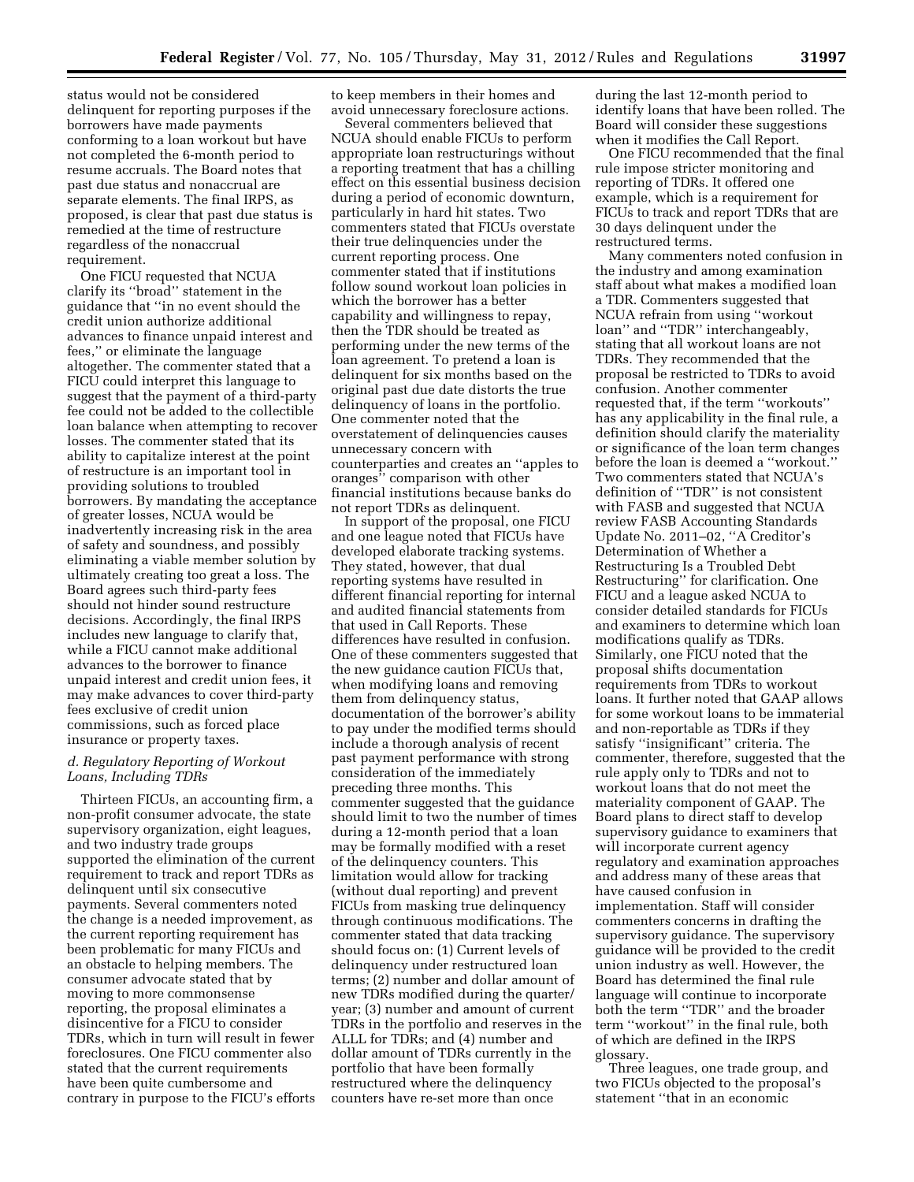status would not be considered delinquent for reporting purposes if the borrowers have made payments conforming to a loan workout but have not completed the 6-month period to resume accruals. The Board notes that past due status and nonaccrual are separate elements. The final IRPS, as proposed, is clear that past due status is remedied at the time of restructure regardless of the nonaccrual requirement.

One FICU requested that NCUA clarify its "broad" statement in the guidance that "in no event should the credit union authorize additional advances to finance unpaid interest and fees," or eliminate the language altogether. The commenter stated that a FICU could interpret this language to suggest that the payment of a third-party fee could not be added to the collectible loan balance when attempting to recover losses. The commenter stated that its ability to capitalize interest at the point of restructure is an important tool in providing solutions to troubled borrowers. By mandating the acceptance of greater losses, NCUA would be inadvertently increasing risk in the area of safety and soundness, and possibly eliminating a viable member solution by ultimately creating too great a loss. The Board agrees such third-party fees should not hinder sound restructure decisions. Accordingly, the final IRPS includes new language to clarify that, while a FICU cannot make additional advances to the borrower to finance unpaid interest and credit union fees, it may make advances to cover third-party fees exclusive of credit union commissions, such as forced place insurance or property taxes.

### *d. Regulatory Reporting of Workout Loans, Including TDRs*

Thirteen FICUs, an accounting firm, a non-profit consumer advocate, the state supervisory organization, eight leagues, and two industry trade groups supported the elimination of the current requirement to track and report TDRs as delinquent until six consecutive payments. Several commenters noted the change is a needed improvement, as the current reporting requirement has been problematic for many FICUs and an obstacle to helping members. The consumer advocate stated that by moving to more commonsense reporting, the proposal eliminates a disincentive for a FICU to consider TDRs, which in turn will result in fewer foreclosures. One FICU commenter also stated that the current requirements have been quite cumbersome and contrary in purpose to the FICU's efforts to keep members in their homes and avoid unnecessary foreclosure actions.

Several commenters believed that NCUA should enable FICUs to perform appropriate loan restructurings without a reporting treatment that has a chilling effect on this essential business decision during a period of economic downturn, particularly in hard hit states. Two commenters stated that FICUs overstate their true delinquencies under the current reporting process. One commenter stated that if institutions follow sound workout loan policies in which the borrower has a better capability and willingness to repay, then the TDR should be treated as performing under the new terms of the loan agreement. To pretend a loan is delinquent for six months based on the original past due date distorts the true delinquency of loans in the portfolio. One commenter noted that the overstatement of delinquencies causes unnecessary concern with counterparties and creates an "apples to oranges" comparison with other financial institutions because banks do not report TDRs as delinquent.

In support of the proposal, one FICU and one league noted that FICUs have developed elaborate tracking systems. They stated, however, that dual reporting systems have resulted in different financial reporting for internal and audited financial statements from that used in Call Reports. These differences have resulted in confusion. One of these commenters suggested that the new guidance caution FICUs that, when modifying loans and removing them from delinquency status, documentation of the borrower's ability to pay under the modified terms should include a thorough analysis of recent past payment performance with strong consideration of the immediately preceding three months. This commenter suggested that the guidance should limit to two the number of times during a 12-month period that a loan may be formally modified with a reset of the delinquency counters. This limitation would allow for tracking (without dual reporting) and prevent FICUs from masking true delinquency through continuous modifications. The commenter stated that data tracking should focus on: (1) Current levels of delinquency under restructured loan terms; (2) number and dollar amount of new TDRs modified during the quarter/year; (3) number and amount of current TDRs in the portfolio and reserves in the ALLL for TDRs; and (4) number and dollar amount of TDRs currently in the portfolio that have been formally restructured where the delinquency counters have re-set more than once during the last 12-month period to identify loans that have been rolled. The Board will consider these suggestions when it modifies the Call Report.

One FICU recommended that the final rule impose stricter monitoring and reporting of TDRs. It offered one example, which is a requirement for FICUs to track and report TDRs that are 30 days delinquent under the restructured terms.

Many commenters noted confusion in the industry and among examination staff about what makes a modified loan a TDR. Commenters suggested that NCUA refrain from using "workout loan" and "TDR" interchangeably, stating that all workout loans are not TDRs. They recommended that the proposal be restricted to TDRs to avoid confusion. Another commenter requested that, if the term "workouts" has any applicability in the final rule, a definition should clarify the materiality or significance of the loan term changes before the loan is deemed a "workout." Two commenters stated that NCUA's definition of "TDR" is not consistent with FASB and suggested that NCUA review FASB Accounting Standards Update No. 2011–02, "A Creditor's Determination of Whether a Restructuring Is a Troubled Debt Restructuring" for clarification. One FICU and a league asked NCUA to consider detailed standards for FICUs and examiners to determine which loan modifications qualify as TDRs. Similarly, one FICU noted that the proposal shifts documentation requirements from TDRs to workout loans. It further noted that GAAP allows for some workout loans to be immaterial and non-reportable as TDRs if they satisfy "insignificant" criteria. The commenter, therefore, suggested that the rule apply only to TDRs and not to workout loans that do not meet the materiality component of GAAP. The Board plans to direct staff to develop supervisory guidance to examiners that will incorporate current agency regulatory and examination approaches and address many of these areas that have caused confusion in implementation. Staff will consider commenters concerns in drafting the supervisory guidance. The supervisory guidance will be provided to the credit union industry as well. However, the Board has determined the final rule language will continue to incorporate both the term "TDR" and the broader term "workout" in the final rule, both of which are defined in the IRPS glossary.

Three leagues, one trade group, and two FICUs objected to the proposal's statement "that in an economic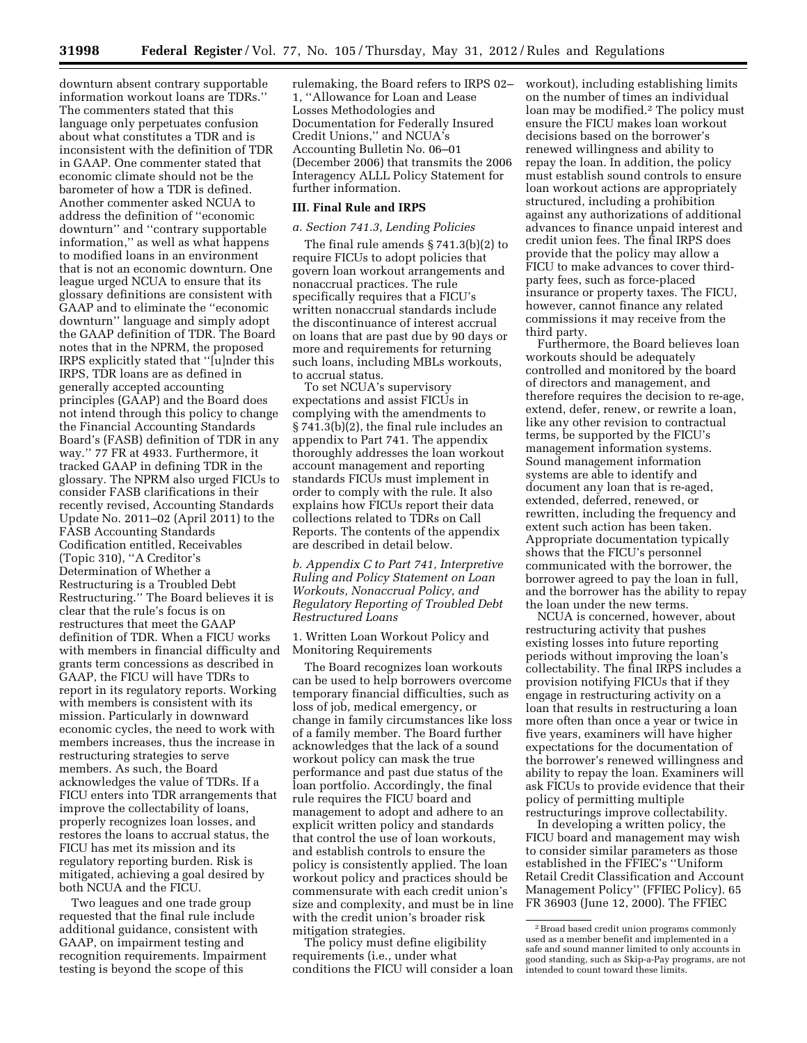downturn absent contrary supportable information workout loans are TDRs.'' The commenters stated that this language only perpetuates confusion about what constitutes a TDR and is inconsistent with the definition of TDR in GAAP. One commenter stated that economic climate should not be the barometer of how a TDR is defined. Another commenter asked NCUA to address the definition of ''economic downturn'' and ''contrary supportable information,'' as well as what happens to modified loans in an environment that is not an economic downturn. One league urged NCUA to ensure that its glossary definitions are consistent with GAAP and to eliminate the ''economic downturn'' language and simply adopt the GAAP definition of TDR. The Board notes that in the NPRM, the proposed IRPS explicitly stated that ''[u]nder this IRPS, TDR loans are as defined in generally accepted accounting principles (GAAP) and the Board does not intend through this policy to change the Financial Accounting Standards Board's (FASB) definition of TDR in any way.'' 77 FR at 4933. Furthermore, it tracked GAAP in defining TDR in the glossary. The NPRM also urged FICUs to consider FASB clarifications in their recently revised, Accounting Standards Update No. 2011–02 (April 2011) to the FASB Accounting Standards Codification entitled, Receivables (Topic 310), ''A Creditor's Determination of Whether a Restructuring is a Troubled Debt Restructuring.'' The Board believes it is clear that the rule's focus is on restructures that meet the GAAP definition of TDR. When a FICU works with members in financial difficulty and grants term concessions as described in GAAP, the FICU will have TDRs to report in its regulatory reports. Working with members is consistent with its mission. Particularly in downward economic cycles, the need to work with members increases, thus the increase in restructuring strategies to serve members. As such, the Board acknowledges the value of TDRs. If a FICU enters into TDR arrangements that improve the collectability of loans, properly recognizes loan losses, and restores the loans to accrual status, the FICU has met its mission and its regulatory reporting burden. Risk is mitigated, achieving a goal desired by both NCUA and the FICU.

Two leagues and one trade group requested that the final rule include additional guidance, consistent with GAAP, on impairment testing and recognition requirements. Impairment testing is beyond the scope of this rulemaking, the Board refers to IRPS 02–1, ''Allowance for Loan and Lease Losses Methodologies and Documentation for Federally Insured Credit Unions,'' and NCUA's Accounting Bulletin No. 06–01 (December 2006) that transmits the 2006 Interagency ALLL Policy Statement for further information.

## III. Final Rule and IRPS

### *a. Section 741.3, Lending Policies*

The final rule amends § 741.3(b)(2) to require FICUs to adopt policies that govern loan workout arrangements and nonaccrual practices. The rule specifically requires that a FICU's written nonaccrual standards include the discontinuance of interest accrual on loans that are past due by 90 days or more and requirements for returning such loans, including MBLs workouts, to accrual status.

To set NCUA's supervisory expectations and assist FICUs in complying with the amendments to § 741.3(b)(2), the final rule includes an appendix to Part 741. The appendix thoroughly addresses the loan workout account management and reporting standards FICUs must implement in order to comply with the rule. It also explains how FICUs report their data collections related to TDRs on Call Reports. The contents of the appendix are described in detail below.

### *b. Appendix C to Part 741, Interpretive Ruling and Policy Statement on Loan Workouts, Nonaccrual Policy, and Regulatory Reporting of Troubled Debt Restructured Loans*

1. Written Loan Workout Policy and Monitoring Requirements

The Board recognizes loan workouts can be used to help borrowers overcome temporary financial difficulties, such as loss of job, medical emergency, or change in family circumstances like loss of a family member. The Board further acknowledges that the lack of a sound workout policy can mask the true performance and past due status of the loan portfolio. Accordingly, the final rule requires the FICU board and management to adopt and adhere to an explicit written policy and standards that control the use of loan workouts, and establish controls to ensure the policy is consistently applied. The loan workout policy and practices should be commensurate with each credit union's size and complexity, and must be in line with the credit union's broader risk mitigation strategies.

The policy must define eligibility requirements (i.e., under what conditions the FICU will consider a loan workout), including establishing limits on the number of times an individual loan may be modified.[2] The policy must ensure the FICU makes loan workout decisions based on the borrower's renewed willingness and ability to repay the loan. In addition, the policy must establish sound controls to ensure loan workout actions are appropriately structured, including a prohibition against any authorizations of additional advances to finance unpaid interest and credit union fees. The final IRPS does provide that the policy may allow a FICU to make advances to cover third-party fees, such as force-placed insurance or property taxes. The FICU, however, cannot finance any related commissions it may receive from the third party.

Furthermore, the Board believes loan workouts should be adequately controlled and monitored by the board of directors and management, and therefore requires the decision to re-age, extend, defer, renew, or rewrite a loan, like any other revision to contractual terms, be supported by the FICU's management information systems. Sound management information systems are able to identify and document any loan that is re-aged, extended, deferred, renewed, or rewritten, including the frequency and extent such action has been taken. Appropriate documentation typically shows that the FICU's personnel communicated with the borrower, the borrower agreed to pay the loan in full, and the borrower has the ability to repay the loan under the new terms.

NCUA is concerned, however, about restructuring activity that pushes existing losses into future reporting periods without improving the loan's collectability. The final IRPS includes a provision notifying FICUs that if they engage in restructuring activity on a loan that results in restructuring a loan more often than once a year or twice in five years, examiners will have higher expectations for the documentation of the borrower's renewed willingness and ability to repay the loan. Examiners will ask FICUs to provide evidence that their policy of permitting multiple restructurings improve collectability.

In developing a written policy, the FICU board and management may wish to consider similar parameters as those established in the FFIEC's ''Uniform Retail Credit Classification and Account Management Policy'' (FFIEC Policy). 65 FR 36903 (June 12, 2000). The FFIEC

[2] Broad based credit union programs commonly used as a member benefit and implemented in a safe and sound manner limited to only accounts in good standing, such as Skip-a-Pay programs, are not intended to count toward these limits.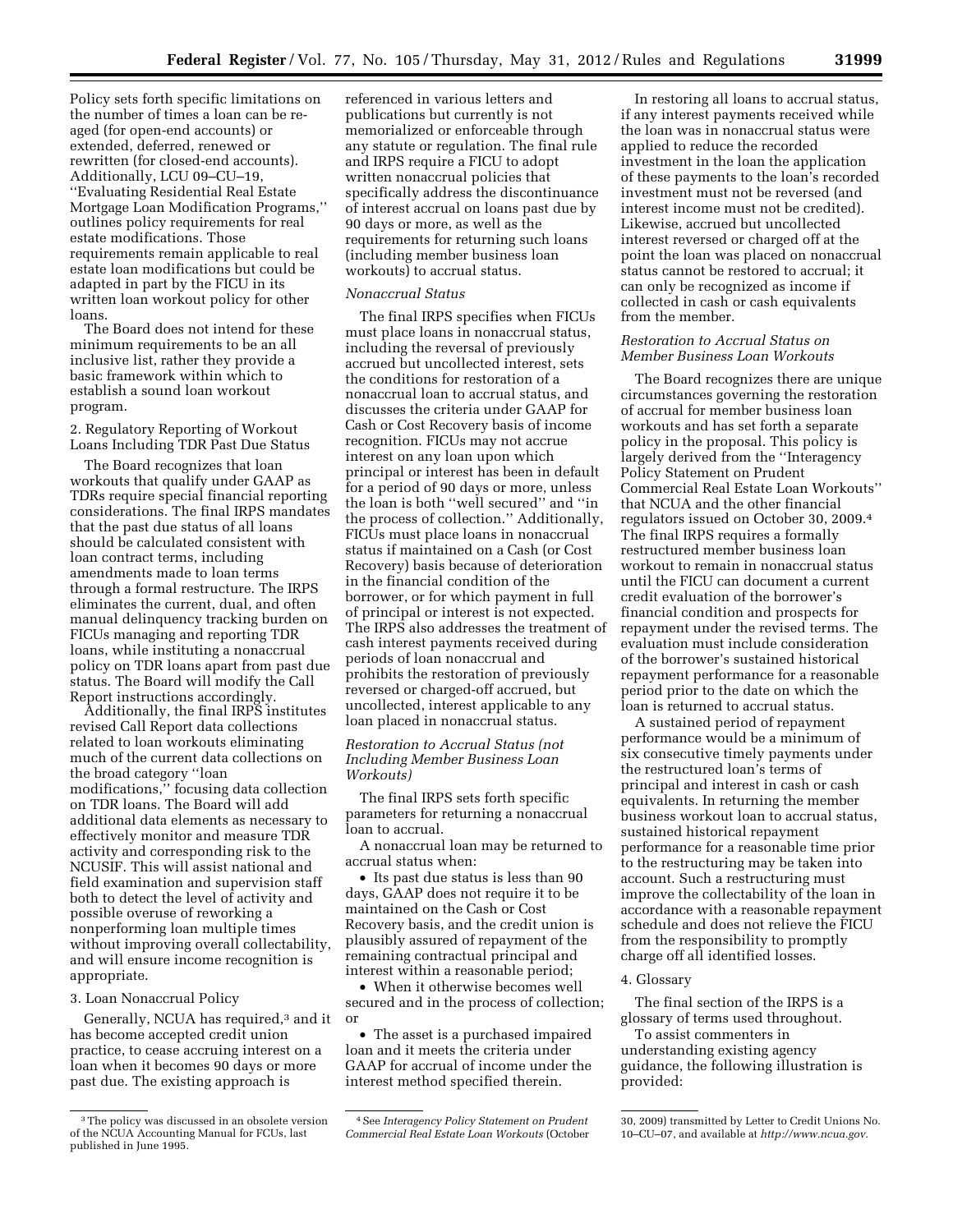Policy sets forth specific limitations on the number of times a loan can be re-aged (for open-end accounts) or extended, deferred, renewed or rewritten (for closed-end accounts). Additionally, LCU 09–CU–19, ''Evaluating Residential Real Estate Mortgage Loan Modification Programs,'' outlines policy requirements for real estate modifications. Those requirements remain applicable to real estate loan modifications but could be adapted in part by the FICU in its written loan workout policy for other loans.

The Board does not intend for these minimum requirements to be an all inclusive list, rather they provide a basic framework within which to establish a sound loan workout program.

2. Regulatory Reporting of Workout Loans Including TDR Past Due Status

The Board recognizes that loan workouts that qualify under GAAP as TDRs require special financial reporting considerations. The final IRPS mandates that the past due status of all loans should be calculated consistent with loan contract terms, including amendments made to loan terms through a formal restructure. The IRPS eliminates the current, dual, and often manual delinquency tracking burden on FICUs managing and reporting TDR loans, while instituting a nonaccrual policy on TDR loans apart from past due status. The Board will modify the Call Report instructions accordingly.

Additionally, the final IRPS institutes revised Call Report data collections related to loan workouts eliminating much of the current data collections on the broad category ''loan modifications,'' focusing data collection on TDR loans. The Board will add additional data elements as necessary to effectively monitor and measure TDR activity and corresponding risk to the NCUSIF. This will assist national and field examination and supervision staff both to detect the level of activity and possible overuse of reworking a nonperforming loan multiple times without improving overall collectability, and will ensure income recognition is appropriate.

3. Loan Nonaccrual Policy

Generally, NCUA has required,[3] and it has become accepted credit union practice, to cease accruing interest on a loan when it becomes 90 days or more past due. The existing approach is referenced in various letters and publications but currently is not memorialized or enforceable through any statute or regulation. The final rule and IRPS require a FICU to adopt written nonaccrual policies that specifically address the discontinuance of interest accrual on loans past due by 90 days or more, as well as the requirements for returning such loans (including member business loan workouts) to accrual status.

*Nonaccrual Status*

The final IRPS specifies when FICUs must place loans in nonaccrual status, including the reversal of previously accrued but uncollected interest, sets the conditions for restoration of a nonaccrual loan to accrual status, and discusses the criteria under GAAP for Cash or Cost Recovery basis of income recognition. FICUs may not accrue interest on any loan upon which principal or interest has been in default for a period of 90 days or more, unless the loan is both ''well secured'' and ''in the process of collection.'' Additionally, FICUs must place loans in nonaccrual status if maintained on a Cash (or Cost Recovery) basis because of deterioration in the financial condition of the borrower, or for which payment in full of principal or interest is not expected. The IRPS also addresses the treatment of cash interest payments received during periods of loan nonaccrual and prohibits the restoration of previously reversed or charged-off accrued, but uncollected, interest applicable to any loan placed in nonaccrual status.

*Restoration to Accrual Status (not Including Member Business Loan Workouts)*

The final IRPS sets forth specific parameters for returning a nonaccrual loan to accrual.

A nonaccrual loan may be returned to accrual status when:

- Its past due status is less than 90 days, GAAP does not require it to be maintained on the Cash or Cost Recovery basis, and the credit union is plausibly assured of repayment of the remaining contractual principal and interest within a reasonable period;
- When it otherwise becomes well secured and in the process of collection; or
- The asset is a purchased impaired loan and it meets the criteria under GAAP for accrual of income under the interest method specified therein.

In restoring all loans to accrual status, if any interest payments received while the loan was in nonaccrual status were applied to reduce the recorded investment in the loan the application of these payments to the loan's recorded investment must not be reversed (and interest income must not be credited). Likewise, accrued but uncollected interest reversed or charged off at the point the loan was placed on nonaccrual status cannot be restored to accrual; it can only be recognized as income if collected in cash or cash equivalents from the member.

*Restoration to Accrual Status on Member Business Loan Workouts*

The Board recognizes there are unique circumstances governing the restoration of accrual for member business loan workouts and has set forth a separate policy in the proposal. This policy is largely derived from the ''Interagency Policy Statement on Prudent Commercial Real Estate Loan Workouts'' that NCUA and the other financial regulators issued on October 30, 2009.[4] The final IRPS requires a formally restructured member business loan workout to remain in nonaccrual status until the FICU can document a current credit evaluation of the borrower's financial condition and prospects for repayment under the revised terms. The evaluation must include consideration of the borrower's sustained historical repayment performance for a reasonable period prior to the date on which the loan is returned to accrual status.

A sustained period of repayment performance would be a minimum of six consecutive timely payments under the restructured loan's terms of principal and interest in cash or cash equivalents. In returning the member business workout loan to accrual status, sustained historical repayment performance for a reasonable time prior to the restructuring may be taken into account. Such a restructuring must improve the collectability of the loan in accordance with a reasonable repayment schedule and does not relieve the FICU from the responsibility to promptly charge off all identified losses.

4. Glossary

The final section of the IRPS is a glossary of terms used throughout.

To assist commenters in understanding existing agency guidance, the following illustration is provided:

---

[3] The policy was discussed in an obsolete version of the NCUA Accounting Manual for FCUs, last published in June 1995.

[4] See *Interagency Policy Statement on Prudent Commercial Real Estate Loan Workouts* (October 30, 2009) transmitted by Letter to Credit Unions No. 10–CU–07, and available at *http://www.ncua.gov*.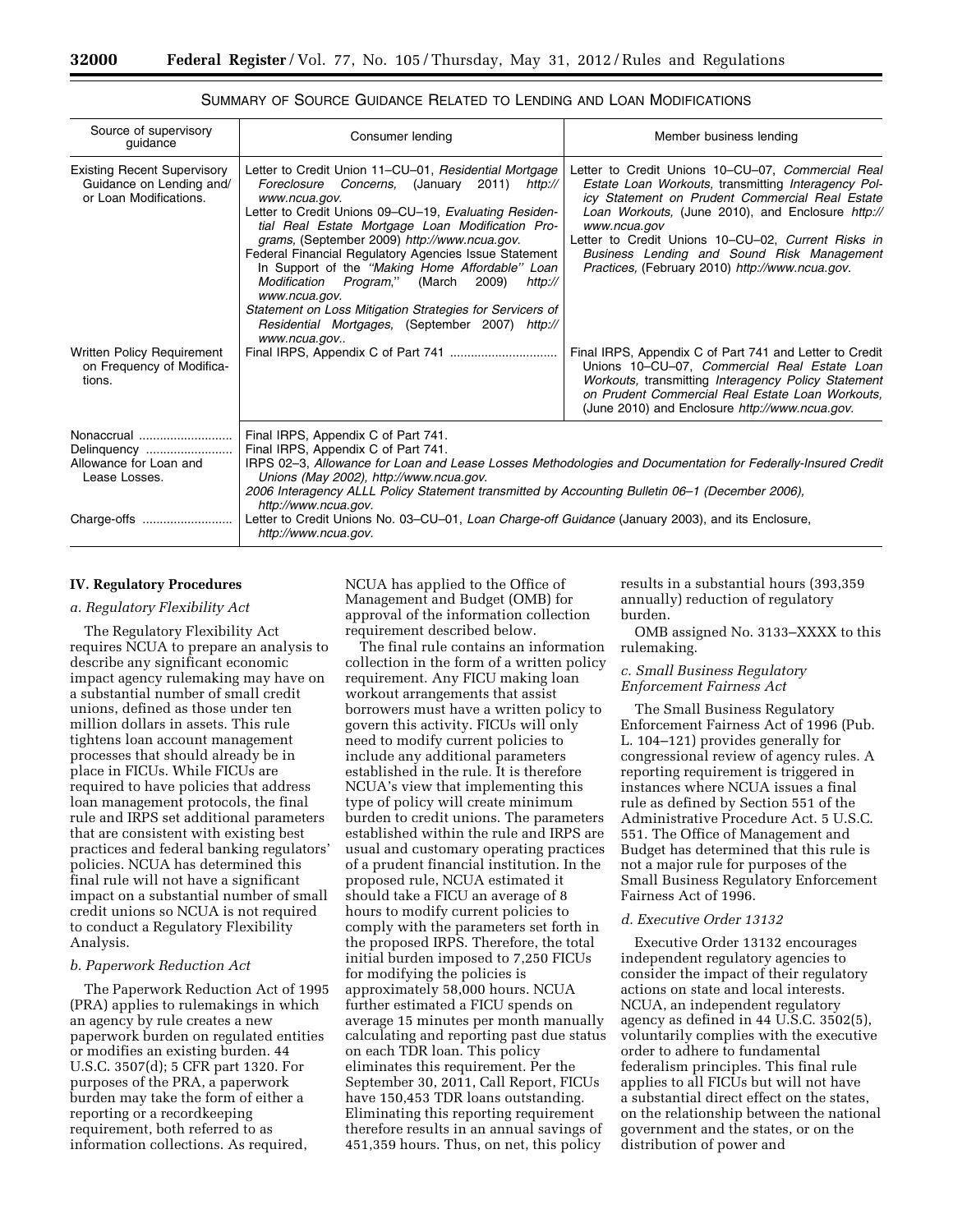SUMMARY OF SOURCE GUIDANCE RELATED TO LENDING AND LOAN MODIFICATIONS

| Source of supervisory guidance | Consumer lending | Member business lending |
| --- | --- | --- |
| Existing Recent Supervisory Guidance on Lending and/or Loan Modifications. | Letter to Credit Union 11–CU–01, *Residential Mortgage Foreclosure Concerns,* (January 2011) *http://www.ncua.gov.* Letter to Credit Unions 09–CU–19, *Evaluating Residential Real Estate Mortgage Loan Modification Programs,* (September 2009) *http://www.ncua.gov.* Federal Financial Regulatory Agencies Issue Statement In Support of the *"Making Home Affordable" Loan Modification Program,*" (March 2009) *http://www.ncua.gov.* *Statement on Loss Mitigation Strategies for Servicers of Residential Mortgages,* (September 2007) *http://www.ncua.gov..* | Letter to Credit Unions 10–CU–07, *Commercial Real Estate Loan Workouts,* transmitting *Interagency Policy Statement on Prudent Commercial Real Estate Loan Workouts,* (June 2010), and Enclosure *http://www.ncua.gov* Letter to Credit Unions 10–CU–02, *Current Risks in Business Lending and Sound Risk Management Practices,* (February 2010) *http://www.ncua.gov.* |
| Written Policy Requirement on Frequency of Modifications. | Final IRPS, Appendix C of Part 741 | Final IRPS, Appendix C of Part 741 and Letter to Credit Unions 10–CU–07, *Commercial Real Estate Loan Workouts,* transmitting *Interagency Policy Statement on Prudent Commercial Real Estate Loan Workouts,* (June 2010) and Enclosure *http://www.ncua.gov.* |
| Nonaccrual | Final IRPS, Appendix C of Part 741. | |
| Delinquency | Final IRPS, Appendix C of Part 741. | |
| Allowance for Loan and Lease Losses. | IRPS 02–3, *Allowance for Loan and Lease Losses Methodologies and Documentation for Federally-Insured Credit Unions (May 2002), http://www.ncua.gov.* *2006 Interagency ALLL Policy Statement transmitted by Accounting Bulletin 06–1 (December 2006), http://www.ncua.gov.* | |
| Charge-offs | Letter to Credit Unions No. 03–CU–01, *Loan Charge-off Guidance* (January 2003), and its Enclosure, *http://www.ncua.gov.* | |

## IV. Regulatory Procedures

### *a. Regulatory Flexibility Act*

The Regulatory Flexibility Act requires NCUA to prepare an analysis to describe any significant economic impact agency rulemaking may have on a substantial number of small credit unions, defined as those under ten million dollars in assets. This rule tightens loan account management processes that should already be in place in FICUs. While FICUs are required to have policies that address loan management protocols, the final rule and IRPS set additional parameters that are consistent with existing best practices and federal banking regulators' policies. NCUA has determined this final rule will not have a significant impact on a substantial number of small credit unions so NCUA is not required to conduct a Regulatory Flexibility Analysis.

### *b. Paperwork Reduction Act*

The Paperwork Reduction Act of 1995 (PRA) applies to rulemakings in which an agency by rule creates a new paperwork burden on regulated entities or modifies an existing burden. 44 U.S.C. 3507(d); 5 CFR part 1320. For purposes of the PRA, a paperwork burden may take the form of either a reporting or a recordkeeping requirement, both referred to as information collections. As required, NCUA has applied to the Office of Management and Budget (OMB) for approval of the information collection requirement described below.

The final rule contains an information collection in the form of a written policy requirement. Any FICU making loan workout arrangements that assist borrowers must have a written policy to govern this activity. FICUs will only need to modify current policies to include any additional parameters established in the rule. It is therefore NCUA's view that implementing this type of policy will create minimum burden to credit unions. The parameters established within the rule and IRPS are usual and customary operating practices of a prudent financial institution. In the proposed rule, NCUA estimated it should take a FICU an average of 8 hours to modify current policies to comply with the parameters set forth in the proposed IRPS. Therefore, the total initial burden imposed to 7,250 FICUs for modifying the policies is approximately 58,000 hours. NCUA further estimated a FICU spends on average 15 minutes per month manually calculating and reporting past due status on each TDR loan. This policy eliminates this requirement. Per the September 30, 2011, Call Report, FICUs have 150,453 TDR loans outstanding. Eliminating this reporting requirement therefore results in an annual savings of 451,359 hours. Thus, on net, this policy results in a substantial hours (393,359 annually) reduction of regulatory burden.

OMB assigned No. 3133–XXXX to this rulemaking.

### *c. Small Business Regulatory Enforcement Fairness Act*

The Small Business Regulatory Enforcement Fairness Act of 1996 (Pub. L. 104–121) provides generally for congressional review of agency rules. A reporting requirement is triggered in instances where NCUA issues a final rule as defined by Section 551 of the Administrative Procedure Act. 5 U.S.C. 551. The Office of Management and Budget has determined that this rule is not a major rule for purposes of the Small Business Regulatory Enforcement Fairness Act of 1996.

### *d. Executive Order 13132*

Executive Order 13132 encourages independent regulatory agencies to consider the impact of their regulatory actions on state and local interests. NCUA, an independent regulatory agency as defined in 44 U.S.C. 3502(5), voluntarily complies with the executive order to adhere to fundamental federalism principles. This final rule applies to all FICUs but will not have a substantial direct effect on the states, on the relationship between the national government and the states, or on the distribution of power and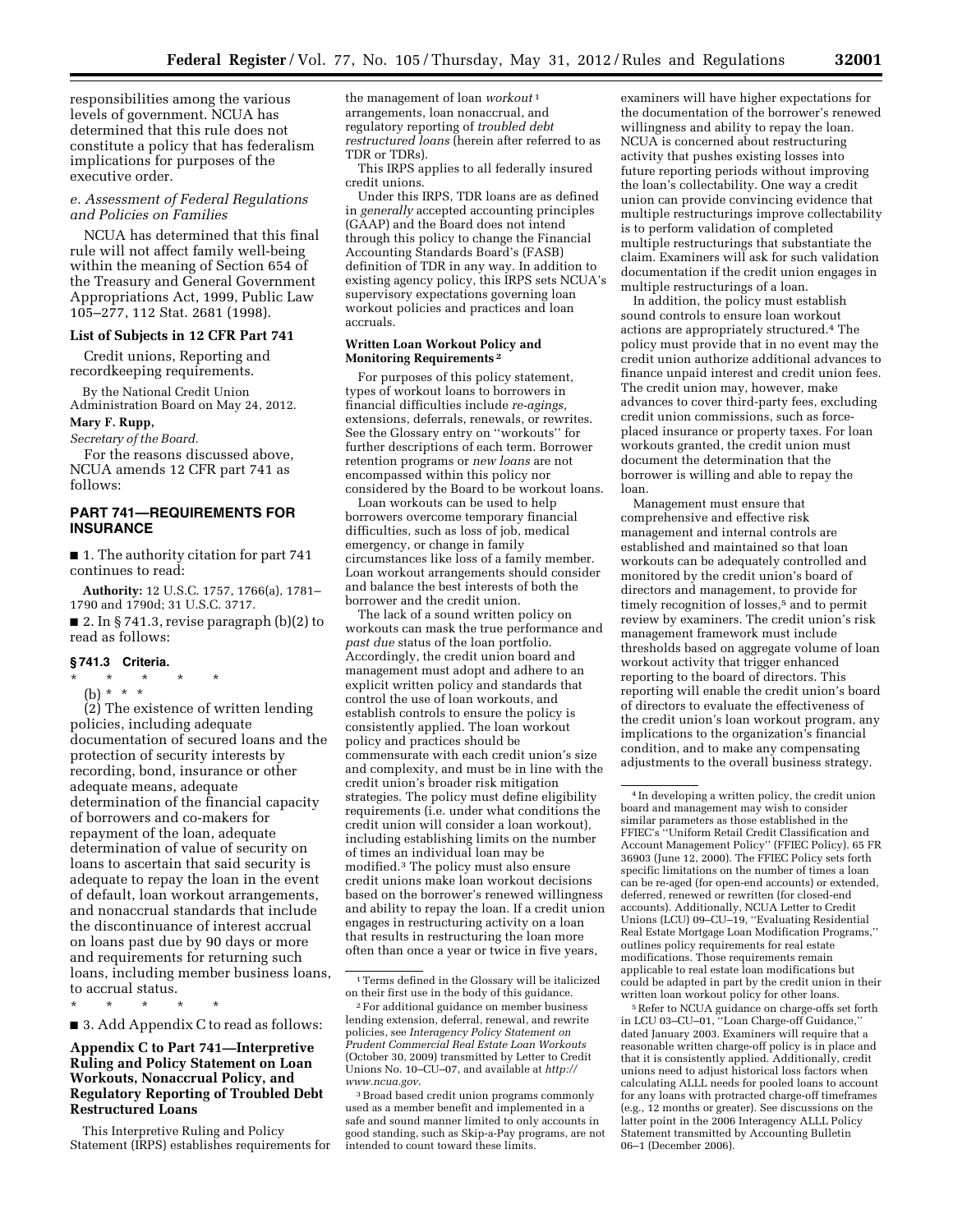responsibilities among the various levels of government. NCUA has determined that this rule does not constitute a policy that has federalism implications for purposes of the executive order.

*e. Assessment of Federal Regulations and Policies on Families*

NCUA has determined that this final rule will not affect family well-being within the meaning of Section 654 of the Treasury and General Government Appropriations Act, 1999, Public Law 105–277, 112 Stat. 2681 (1998).

**List of Subjects in 12 CFR Part 741**

Credit unions, Reporting and recordkeeping requirements.

By the National Credit Union Administration Board on May 24, 2012.

**Mary F. Rupp,**

*Secretary of the Board.*

For the reasons discussed above, NCUA amends 12 CFR part 741 as follows:

## PART 741—REQUIREMENTS FOR INSURANCE

■ 1. The authority citation for part 741 continues to read:

**Authority:** 12 U.S.C. 1757, 1766(a), 1781–1790 and 1790d; 31 U.S.C. 3717.

■ 2. In § 741.3, revise paragraph (b)(2) to read as follows:

### § 741.3 Criteria.

\* \* \* \* \*

(b) \* \* \*

(2) The existence of written lending policies, including adequate documentation of secured loans and the protection of security interests by recording, bond, insurance or other adequate means, adequate determination of the financial capacity of borrowers and co-makers for repayment of the loan, adequate determination of value of security on loans to ascertain that said security is adequate to repay the loan in the event of default, loan workout arrangements, and nonaccrual standards that include the discontinuance of interest accrual on loans past due by 90 days or more and requirements for returning such loans, including member business loans, to accrual status.

\* \* \* \* \*

■ 3. Add Appendix C to read as follows:

## Appendix C to Part 741—Interpretive Ruling and Policy Statement on Loan Workouts, Nonaccrual Policy, and Regulatory Reporting of Troubled Debt Restructured Loans

This Interpretive Ruling and Policy Statement (IRPS) establishes requirements for the management of loan *workout*[1] arrangements, loan nonaccrual, and regulatory reporting of *troubled debt restructured loans* (herein after referred to as TDR or TDRs).

This IRPS applies to all federally insured credit unions.

Under this IRPS, TDR loans are as defined in *generally* accepted accounting principles (GAAP) and the Board does not intend through this policy to change the Financial Accounting Standards Board's (FASB) definition of TDR in any way. In addition to existing agency policy, this IRPS sets NCUA's supervisory expectations governing loan workout policies and practices and loan accruals.

### Written Loan Workout Policy and Monitoring Requirements[2]

For purposes of this policy statement, types of workout loans to borrowers in financial difficulties include *re-agings,* extensions, deferrals, renewals, or rewrites. See the Glossary entry on ''workouts'' for further descriptions of each term. Borrower retention programs or *new loans* are not encompassed within this policy nor considered by the Board to be workout loans.

Loan workouts can be used to help borrowers overcome temporary financial difficulties, such as loss of job, medical emergency, or change in family circumstances like loss of a family member. Loan workout arrangements should consider and balance the best interests of both the borrower and the credit union.

The lack of a sound written policy on workouts can mask the true performance and *past due* status of the loan portfolio. Accordingly, the credit union board and management must adopt and adhere to an explicit written policy and standards that control the use of loan workouts, and establish controls to ensure the policy is consistently applied. The loan workout policy and practices should be commensurate with each credit union's size and complexity, and must be in line with the credit union's broader risk mitigation strategies. The policy must define eligibility requirements (i.e. under what conditions the credit union will consider a loan workout), including establishing limits on the number of times an individual loan may be modified.[3] The policy must also ensure credit unions make loan workout decisions based on the borrower's renewed willingness and ability to repay the loan. If a credit union engages in restructuring activity on a loan that results in restructuring the loan more often than once a year or twice in five years, examiners will have higher expectations for the documentation of the borrower's renewed willingness and ability to repay the loan. NCUA is concerned about restructuring activity that pushes existing losses into future reporting periods without improving the loan's collectability. One way a credit union can provide convincing evidence that multiple restructurings improve collectability is to perform validation of completed multiple restructurings that substantiate the claim. Examiners will ask for such validation documentation if the credit union engages in multiple restructurings of a loan.

In addition, the policy must establish sound controls to ensure loan workout actions are appropriately structured.[4] The policy must provide that in no event may the credit union authorize additional advances to finance unpaid interest and credit union fees. The credit union may, however, make advances to cover third-party fees, excluding credit union commissions, such as force-placed insurance or property taxes. For loan workouts granted, the credit union must document the determination that the borrower is willing and able to repay the loan.

Management must ensure that comprehensive and effective risk management and internal controls are established and maintained so that loan workouts can be adequately controlled and monitored by the credit union's board of directors and management, to provide for timely recognition of losses,[5] and to permit review by examiners. The credit union's risk management framework must include thresholds based on aggregate volume of loan workout activity that trigger enhanced reporting to the board of directors. This reporting will enable the credit union's board of directors to evaluate the effectiveness of the credit union's loan workout program, any implications to the organization's financial condition, and to make any compensating adjustments to the overall business strategy.

---

[1] Terms defined in the Glossary will be italicized on their first use in the body of this guidance.

[2] For additional guidance on member business lending extension, deferral, renewal, and rewrite policies, see *Interagency Policy Statement on Prudent Commercial Real Estate Loan Workouts* (October 30, 2009) transmitted by Letter to Credit Unions No. 10–CU–07, and available at *http://www.ncua.gov*.

[3] Broad based credit union programs commonly used as a member benefit and implemented in a safe and sound manner limited to only accounts in good standing, such as Skip-a-Pay programs, are not intended to count toward these limits.

[4] In developing a written policy, the credit union board and management may wish to consider similar parameters as those established in the FFIEC's ''Uniform Retail Credit Classification and Account Management Policy'' (FFIEC Policy). 65 FR 36903 (June 12, 2000). The FFIEC Policy sets forth specific limitations on the number of times a loan can be re-aged (for open-end accounts) or extended, deferred, renewed or rewritten (for closed-end accounts). Additionally, NCUA Letter to Credit Unions (LCU) 09–CU–19, ''Evaluating Residential Real Estate Mortgage Loan Modification Programs,'' outlines policy requirements for real estate modifications. Those requirements remain applicable to real estate loan modifications but could be adapted in part by the credit union in their written loan workout policy for other loans.

[5] Refer to NCUA guidance on charge-offs set forth in LCU 03–CU–01, ''Loan Charge-off Guidance,'' dated January 2003. Examiners will require that a reasonable written charge-off policy is in place and that it is consistently applied. Additionally, credit unions need to adjust historical loss factors when calculating ALLL needs for pooled loans to account for any loans with protracted charge-off timeframes (e.g., 12 months or greater). See discussions on the latter point in the 2006 Interagency ALLL Policy Statement transmitted by Accounting Bulletin 06–1 (December 2006).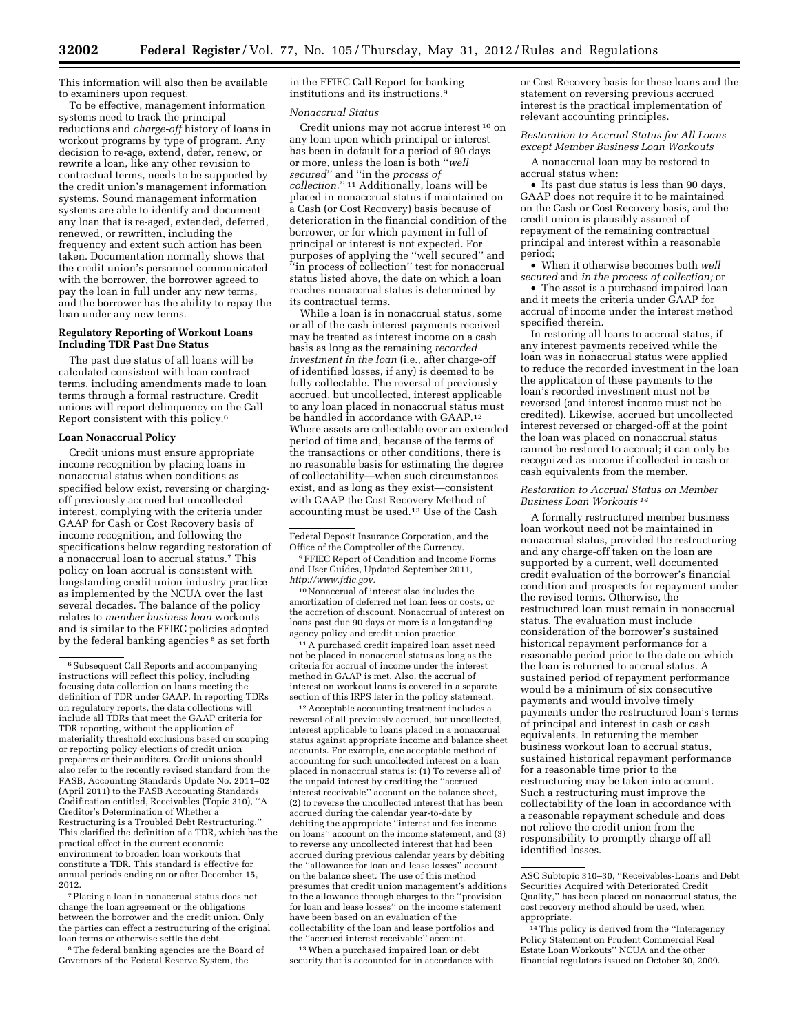This information will also then be available to examiners upon request.

To be effective, management information systems need to track the principal reductions and *charge-off* history of loans in workout programs by type of program. Any decision to re-age, extend, defer, renew, or rewrite a loan, like any other revision to contractual terms, needs to be supported by the credit union's management information systems. Sound management information systems are able to identify and document any loan that is re-aged, extended, deferred, renewed, or rewritten, including the frequency and extent such action has been taken. Documentation normally shows that the credit union's personnel communicated with the borrower, the borrower agreed to pay the loan in full under any new terms, and the borrower has the ability to repay the loan under any new terms.

**Regulatory Reporting of Workout Loans Including TDR Past Due Status**

The past due status of all loans will be calculated consistent with loan contract terms, including amendments made to loan terms through a formal restructure. Credit unions will report delinquency on the Call Report consistent with this policy.[6]

**Loan Nonaccrual Policy**

Credit unions must ensure appropriate income recognition by placing loans in nonaccrual status when conditions as specified below exist, reversing or charging-off previously accrued but uncollected interest, complying with the criteria under GAAP for Cash or Cost Recovery basis of income recognition, and following the specifications below regarding restoration of a nonaccrual loan to accrual status.[7] This policy on loan accrual is consistent with longstanding credit union industry practice as implemented by the NCUA over the last several decades. The balance of the policy relates to *member business loan* workouts and is similar to the FFIEC policies adopted by the federal banking agencies[8] as set forth in the FFIEC Call Report for banking institutions and its instructions.[9]

*Nonaccrual Status*

Credit unions may not accrue interest[10] on any loan upon which principal or interest has been in default for a period of 90 days or more, unless the loan is both "*well secured*" and "in the *process of collection*."[11] Additionally, loans will be placed in nonaccrual status if maintained on a Cash (or Cost Recovery) basis because of deterioration in the financial condition of the borrower, or for which payment in full of principal or interest is not expected. For purposes of applying the "well secured" and "in process of collection" test for nonaccrual status listed above, the date on which a loan reaches nonaccrual status is determined by its contractual terms.

While a loan is in nonaccrual status, some or all of the cash interest payments received may be treated as interest income on a cash basis as long as the remaining *recorded investment in the loan* (i.e., after charge-off of identified losses, if any) is deemed to be fully collectable. The reversal of previously accrued, but uncollected, interest applicable to any loan placed in nonaccrual status must be handled in accordance with GAAP.[12] Where assets are collectable over an extended period of time and, because of the terms of the transactions or other conditions, there is no reasonable basis for estimating the degree of collectability—when such circumstances exist, and as long as they exist—consistent with GAAP the Cost Recovery Method of accounting must be used.[13] Use of the Cash or Cost Recovery basis for these loans and the statement on reversing previous accrued interest is the practical implementation of relevant accounting principles.

*Restoration to Accrual Status for All Loans except Member Business Loan Workouts*

A nonaccrual loan may be restored to accrual status when:

- Its past due status is less than 90 days, GAAP does not require it to be maintained on the Cash or Cost Recovery basis, and the credit union is plausibly assured of repayment of the remaining contractual principal and interest within a reasonable period;
- When it otherwise becomes both *well secured* and *in the process of collection;* or
- The asset is a purchased impaired loan and it meets the criteria under GAAP for accrual of income under the interest method specified therein.

In restoring all loans to accrual status, if any interest payments received while the loan was in nonaccrual status were applied to reduce the recorded investment in the loan the application of these payments to the loan's recorded investment must not be reversed (and interest income must not be credited). Likewise, accrued but uncollected interest reversed or charged-off at the point the loan was placed on nonaccrual status cannot be restored to accrual; it can only be recognized as income if collected in cash or cash equivalents from the member.

*Restoration to Accrual Status on Member Business Loan Workouts*[14]

A formally restructured member business loan workout need not be maintained in nonaccrual status, provided the restructuring and any charge-off taken on the loan are supported by a current, well documented credit evaluation of the borrower's financial condition and prospects for repayment under the revised terms. Otherwise, the restructured loan must remain in nonaccrual status. The evaluation must include consideration of the borrower's sustained historical repayment performance for a reasonable period prior to the date on which the loan is returned to accrual status. A sustained period of repayment performance would be a minimum of six consecutive payments and would involve timely payments under the restructured loan's terms of principal and interest in cash or cash equivalents. In returning the member business workout loan to accrual status, sustained historical repayment performance for a reasonable time prior to the restructuring may be taken into account. Such a restructuring must improve the collectability of the loan in accordance with a reasonable repayment schedule and does not relieve the credit union from the responsibility to promptly charge off all identified losses.

---

[6] Subsequent Call Reports and accompanying instructions will reflect this policy, including focusing data collection on loans meeting the definition of TDR under GAAP. In reporting TDRs on regulatory reports, the data collections will include all TDRs that meet the GAAP criteria for TDR reporting, without the application of materiality threshold exclusions based on scoping or reporting policy elections of credit union preparers or their auditors. Credit unions should also refer to the recently revised standard from the FASB, Accounting Standards Update No. 2011–02 (April 2011) to the FASB Accounting Standards Codification entitled, Receivables (Topic 310), "A Creditor's Determination of Whether a Restructuring is a Troubled Debt Restructuring." This clarified the definition of a TDR, which has the practical effect in the current economic environment to broaden loan workouts that constitute a TDR. This standard is effective for annual periods ending on or after December 15, 2012.

[7] Placing a loan in nonaccrual status does not change the loan agreement or the obligations between the borrower and the credit union. Only the parties can effect a restructuring of the original loan terms or otherwise settle the debt.

[8] The federal banking agencies are the Board of Governors of the Federal Reserve System, the Federal Deposit Insurance Corporation, and the Office of the Comptroller of the Currency.

[9] FFIEC Report of Condition and Income Forms and User Guides, Updated September 2011, *http://www.fdic.gov.*

[10] Nonaccrual of interest also includes the amortization of deferred net loan fees or costs, or the accretion of discount. Nonaccrual of interest on loans past due 90 days or more is a longstanding agency policy and credit union practice.

[11] A purchased credit impaired loan asset need not be placed in nonaccrual status as long as the criteria for accrual of income under the interest method in GAAP is met. Also, the accrual of interest on workout loans is covered in a separate section of this IRPS later in the policy statement.

[12] Acceptable accounting treatment includes a reversal of all previously accrued, but uncollected, interest applicable to loans placed in a nonaccrual status against appropriate income and balance sheet accounts. For example, one acceptable method of accounting for such uncollected interest on a loan placed in nonaccrual status is: (1) To reverse all of the unpaid interest by crediting the "accrued interest receivable" account on the balance sheet, (2) to reverse the uncollected interest that has been accrued during the calendar year-to-date by debiting the appropriate "interest and fee income on loans" account on the income statement, and (3) to reverse any uncollected interest that had been accrued during previous calendar years by debiting the "allowance for loan and lease losses" account on the balance sheet. The use of this method presumes that credit union management's additions to the allowance through charges to the "provision for loan and lease losses" on the income statement have been based on an evaluation of the collectability of the loan and lease portfolios and the "accrued interest receivable" account.

[13] When a purchased impaired loan or debt security that is accounted for in accordance with ASC Subtopic 310–30, "Receivables-Loans and Debt Securities Acquired with Deteriorated Credit Quality," has been placed on nonaccrual status, the cost recovery method should be used, when appropriate.

[14] This policy is derived from the "Interagency Policy Statement on Prudent Commercial Real Estate Loan Workouts" NCUA and the other financial regulators issued on October 30, 2009.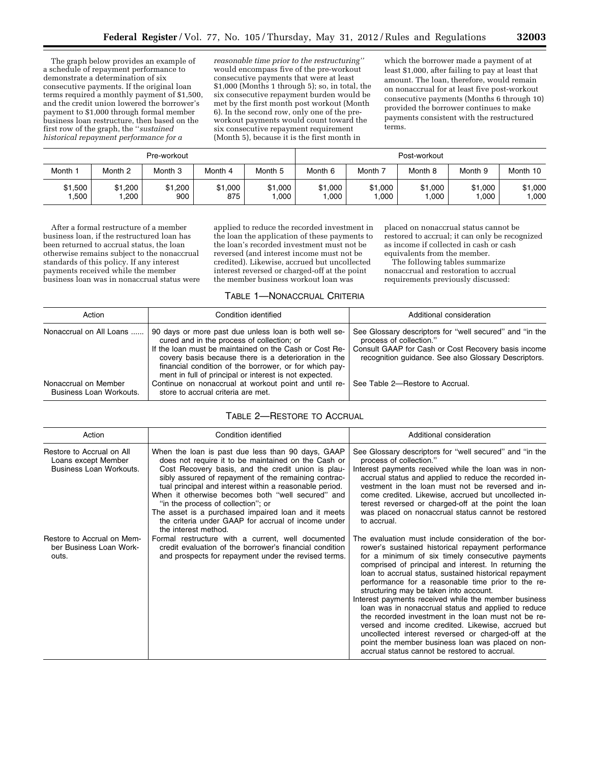The graph below provides an example of a schedule of repayment performance to demonstrate a determination of six consecutive payments. If the original loan terms required a monthly payment of $1,500, and the credit union lowered the borrower's payment to $1,000 through formal member business loan restructure, then based on the first row of the graph, the ''*sustained historical repayment performance for a reasonable time prior to the restructuring''* would encompass five of the pre-workout consecutive payments that were at least $1,000 (Months 1 through 5); so, in total, the six consecutive repayment burden would be met by the first month post workout (Month 6). In the second row, only one of the pre-workout payments would count toward the six consecutive repayment requirement (Month 5), because it is the first month in which the borrower made a payment of at least $1,000, after failing to pay at least that amount. The loan, therefore, would remain on nonaccrual for at least five post-workout consecutive payments (Months 6 through 10) provided the borrower continues to make payments consistent with the restructured terms.

| Pre-workout | | | | | Post-workout | | | | |
|---|---|---|---|---|---|---|---|---|---|
| Month 1 | Month 2 | Month 3 | Month 4 | Month 5 | Month 6 | Month 7 | Month 8 | Month 9 | Month 10 |
| $1,500 | $1,200 | $1,200 | $1,000 | $1,000 | $1,000 | $1,000 | $1,000 | $1,000 | $1,000 |
| 1,500 | 1,200 | 900 | 875 | 1,000 | 1,000 | 1,000 | 1,000 | 1,000 | 1,000 |

After a formal restructure of a member business loan, if the restructured loan has been returned to accrual status, the loan otherwise remains subject to the nonaccrual standards of this policy. If any interest payments received while the member business loan was in nonaccrual status were applied to reduce the recorded investment in the loan the application of these payments to the loan's recorded investment must not be reversed (and interest income must not be credited). Likewise, accrued but uncollected interest reversed or charged-off at the point the member business workout loan was placed on nonaccrual status cannot be restored to accrual; it can only be recognized as income if collected in cash or cash equivalents from the member.

The following tables summarize nonaccrual and restoration to accrual requirements previously discussed:

TABLE 1—NONACCRUAL CRITERIA

| Action | Condition identified | Additional consideration |
|---|---|---|
| Nonaccrual on All Loans | 90 days or more past due unless loan is both well secured and in the process of collection; or<br>If the loan must be maintained on the Cash or Cost Recovery basis because there is a deterioration in the financial condition of the borrower, or for which payment in full of principal or interest is not expected. | See Glossary descriptors for ''well secured'' and ''in the process of collection.''<br>Consult GAAP for Cash or Cost Recovery basis income recognition guidance. See also Glossary Descriptors. |
| Nonaccrual on Member Business Loan Workouts. | Continue on nonaccrual at workout point and until restore to accrual criteria are met. | See Table 2—Restore to Accrual. |

TABLE 2—RESTORE TO ACCRUAL

| Action | Condition identified | Additional consideration |
|---|---|---|
| Restore to Accrual on All Loans except Member Business Loan Workouts. | When the loan is past due less than 90 days, GAAP does not require it to be maintained on the Cash or Cost Recovery basis, and the credit union is plausibly assured of repayment of the remaining contractual principal and interest within a reasonable period.<br>When it otherwise becomes both ''well secured'' and ''in the process of collection''; or<br>The asset is a purchased impaired loan and it meets the criteria under GAAP for accrual of income under the interest method. | See Glossary descriptors for ''well secured'' and ''in the process of collection.''<br>Interest payments received while the loan was in nonaccrual status and applied to reduce the recorded investment in the loan must not be reversed and income credited. Likewise, accrued but uncollected interest reversed or charged-off at the point the loan was placed on nonaccrual status cannot be restored to accrual. |
| Restore to Accrual on Member Business Loan Workouts. | Formal restructure with a current, well documented credit evaluation of the borrower's financial condition and prospects for repayment under the revised terms. | The evaluation must include consideration of the borrower's sustained historical repayment performance for a minimum of six timely consecutive payments comprised of principal and interest. In returning the loan to accrual status, sustained historical repayment performance for a reasonable time prior to the restructuring may be taken into account.<br>Interest payments received while the member business loan was in nonaccrual status and applied to reduce the recorded investment in the loan must not be reversed and income credited. Likewise, accrued but uncollected interest reversed or charged-off at the point the member business loan was placed on nonaccrual status cannot be restored to accrual. |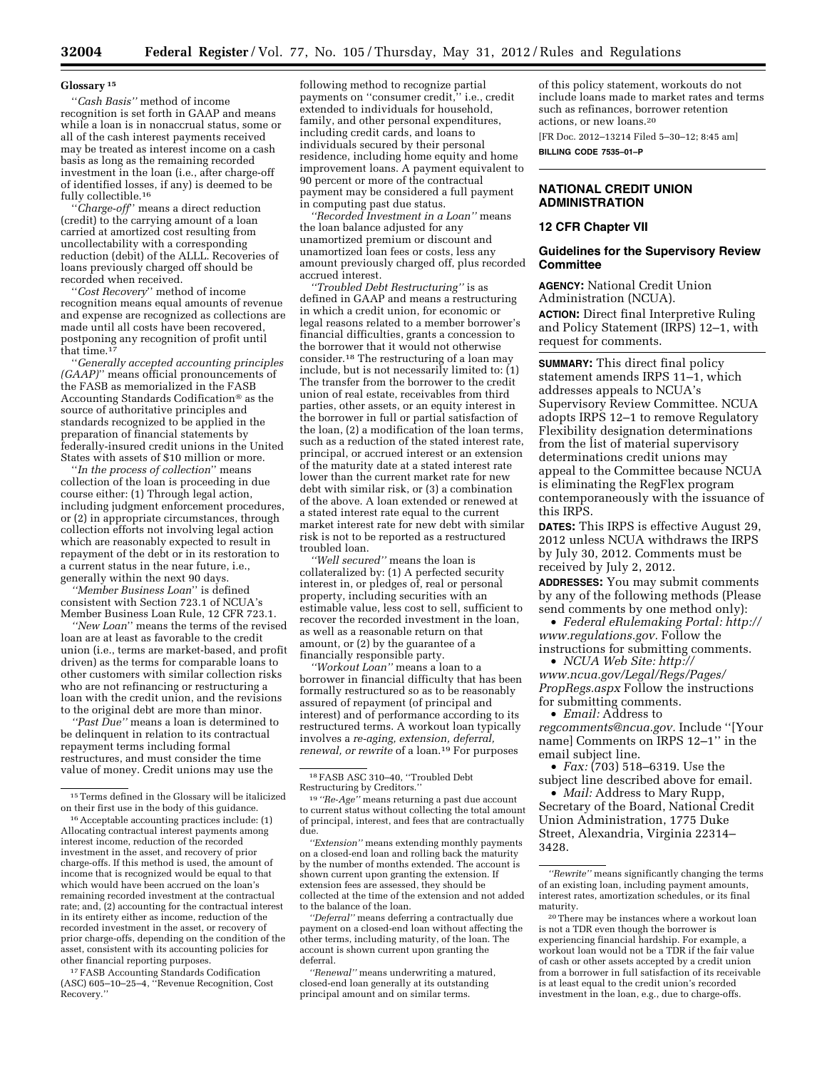**Glossary** [15]

''*Cash Basis''* method of income recognition is set forth in GAAP and means while a loan is in nonaccrual status, some or all of the cash interest payments received may be treated as interest income on a cash basis as long as the remaining recorded investment in the loan (i.e., after charge-off of identified losses, if any) is deemed to be fully collectible.[16]

''*Charge-off*'' means a direct reduction (credit) to the carrying amount of a loan carried at amortized cost resulting from uncollectability with a corresponding reduction (debit) of the ALLL. Recoveries of loans previously charged off should be recorded when received.

''*Cost Recovery*'' method of income recognition means equal amounts of revenue and expense are recognized as collections are made until all costs have been recovered, postponing any recognition of profit until that time.[17]

''*Generally accepted accounting principles (GAAP)*'' means official pronouncements of the FASB as memorialized in the FASB Accounting Standards Codification® as the source of authoritative principles and standards recognized to be applied in the preparation of financial statements by federally-insured credit unions in the United States with assets of $10 million or more.

''*In the process of collection*'' means collection of the loan is proceeding in due course either: (1) Through legal action, including judgment enforcement procedures, or (2) in appropriate circumstances, through collection efforts not involving legal action which are reasonably expected to result in repayment of the debt or in its restoration to a current status in the near future, i.e., generally within the next 90 days.

*''Member Business Loan''* is defined consistent with Section 723.1 of NCUA's Member Business Loan Rule, 12 CFR 723.1.

*''New Loan''* means the terms of the revised loan are at least as favorable to the credit union (i.e., terms are market-based, and profit driven) as the terms for comparable loans to other customers with similar collection risks who are not refinancing or restructuring a loan with the credit union, and the revisions to the original debt are more than minor.

*''Past Due''* means a loan is determined to be delinquent in relation to its contractual repayment terms including formal restructures, and must consider the time value of money. Credit unions may use the following method to recognize partial payments on ''consumer credit,'' i.e., credit extended to individuals for household, family, and other personal expenditures, including credit cards, and loans to individuals secured by their personal residence, including home equity and home improvement loans. A payment equivalent to 90 percent or more of the contractual payment may be considered a full payment in computing past due status.

*''Recorded Investment in a Loan''* means the loan balance adjusted for any unamortized premium or discount and unamortized loan fees or costs, less any amount previously charged off, plus recorded accrued interest.

*''Troubled Debt Restructuring''* is as defined in GAAP and means a restructuring in which a credit union, for economic or legal reasons related to a member borrower's financial difficulties, grants a concession to the borrower that it would not otherwise consider.[18] The restructuring of a loan may include, but is not necessarily limited to: (1) The transfer from the borrower to the credit union of real estate, receivables from third parties, other assets, or an equity interest in the borrower in full or partial satisfaction of the loan, (2) a modification of the loan terms, such as a reduction of the stated interest rate, principal, or accrued interest or an extension of the maturity date at a stated interest rate lower than the current market rate for new debt with similar risk, or (3) a combination of the above. A loan extended or renewed at a stated interest rate equal to the current market interest rate for new debt with similar risk is not to be reported as a restructured troubled loan.

*''Well secured''* means the loan is collateralized by: (1) A perfected security interest in, or pledges of, real or personal property, including securities with an estimable value, less cost to sell, sufficient to recover the recorded investment in the loan, as well as a reasonable return on that amount, or (2) by the guarantee of a financially responsible party.

*''Workout Loan''* means a loan to a borrower in financial difficulty that has been formally restructured so as to be reasonably assured of repayment (of principal and interest) and of performance according to its restructured terms. A workout loan typically involves a *re-aging, extension, deferral, renewal, or rewrite* of a loan.[19] For purposes of this policy statement, workouts do not include loans made to market rates and terms such as refinances, borrower retention actions, or new loans.[20]

[FR Doc. 2012–13214 Filed 5–30–12; 8:45 am]

**BILLING CODE 7535–01–P**

---

[15] Terms defined in the Glossary will be italicized on their first use in the body of this guidance.

[16] Acceptable accounting practices include: (1) Allocating contractual interest payments among interest income, reduction of the recorded investment in the asset, and recovery of prior charge-offs. If this method is used, the amount of income that is recognized would be equal to that which would have been accrued on the loan's remaining recorded investment at the contractual rate; and, (2) accounting for the contractual interest in its entirety either as income, reduction of the recorded investment in the asset, or recovery of prior charge-offs, depending on the condition of the asset, consistent with its accounting policies for other financial reporting purposes.

[17] FASB Accounting Standards Codification (ASC) 605–10–25–4, ''Revenue Recognition, Cost Recovery.''

[18] FASB ASC 310–40, ''Troubled Debt Restructuring by Creditors.''

[19] *''Re-Age''* means returning a past due account to current status without collecting the total amount of principal, interest, and fees that are contractually due.

*''Extension''* means extending monthly payments on a closed-end loan and rolling back the maturity by the number of months extended. The account is shown current upon granting the extension. If extension fees are assessed, they should be collected at the time of the extension and not added to the balance of the loan.

*''Deferral''* means deferring a contractually due payment on a closed-end loan without affecting the other terms, including maturity, of the loan. The account is shown current upon granting the deferral.

*''Renewal''* means underwriting a matured, closed-end loan generally at its outstanding principal amount and on similar terms.

*''Rewrite''* means significantly changing the terms of an existing loan, including payment amounts, interest rates, amortization schedules, or its final maturity.

[20] There may be instances where a workout loan is not a TDR even though the borrower is experiencing financial hardship. For example, a workout loan would not be a TDR if the fair value of cash or other assets accepted by a credit union from a borrower in full satisfaction of its receivable is at least equal to the credit union's recorded investment in the loan, e.g., due to charge-offs.

---

## NATIONAL CREDIT UNION ADMINISTRATION

### 12 CFR Chapter VII

### Guidelines for the Supervisory Review Committee

**AGENCY:** National Credit Union Administration (NCUA).

**ACTION:** Direct final Interpretive Ruling and Policy Statement (IRPS) 12–1, with request for comments.

**SUMMARY:** This direct final policy statement amends IRPS 11–1, which addresses appeals to NCUA's Supervisory Review Committee. NCUA adopts IRPS 12–1 to remove Regulatory Flexibility designation determinations from the list of material supervisory determinations credit unions may appeal to the Committee because NCUA is eliminating the RegFlex program contemporaneously with the issuance of this IRPS.

**DATES:** This IRPS is effective August 29, 2012 unless NCUA withdraws the IRPS by July 30, 2012. Comments must be received by July 2, 2012.

**ADDRESSES:** You may submit comments by any of the following methods (Please send comments by one method only):

- *Federal eRulemaking Portal: http://www.regulations.gov.* Follow the instructions for submitting comments.
- *NCUA Web Site: http://www.ncua.gov/Legal/Regs/Pages/PropRegs.aspx* Follow the instructions for submitting comments.
- *Email:* Address to *regcomments@ncua.gov.* Include ''[Your name] Comments on IRPS 12–1'' in the email subject line.
- *Fax:* (703) 518–6319. Use the subject line described above for email.
- *Mail:* Address to Mary Rupp, Secretary of the Board, National Credit Union Administration, 1775 Duke Street, Alexandria, Virginia 22314–3428.